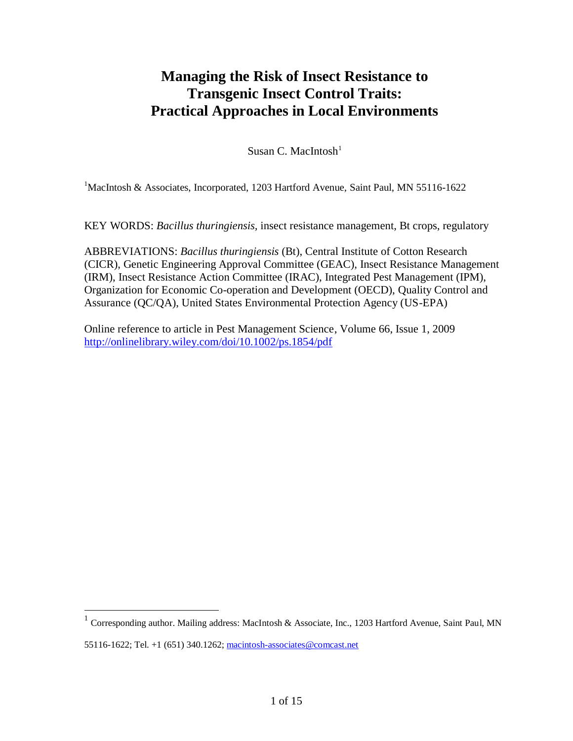# Managing the Risk of Insect Resistance to Transgenic Insect Control Traits: Practical Approaches in Local Environments

Susan C. MacIntosh[1]

[1]MacIntosh & Associates, Incorporated, 1203 Hartford Avenue, Saint Paul, MN 55116-1622

KEY WORDS: *Bacillus thuringiensis*, insect resistance management, Bt crops, regulatory

ABBREVIATIONS: *Bacillus thuringiensis* (Bt), Central Institute of Cotton Research (CICR), Genetic Engineering Approval Committee (GEAC), Insect Resistance Management (IRM), Insect Resistance Action Committee (IRAC), Integrated Pest Management (IPM), Organization for Economic Co-operation and Development (OECD), Quality Control and Assurance (QC/QA), United States Environmental Protection Agency (US-EPA)

Online reference to article in Pest Management Science, Volume 66, Issue 1, 2009
http://onlinelibrary.wiley.com/doi/10.1002/ps.1854/pdf

[1] Corresponding author. Mailing address: MacIntosh & Associate, Inc., 1203 Hartford Avenue, Saint Paul, MN 55116-1622; Tel. +1 (651) 340.1262; macintosh-associates@comcast.net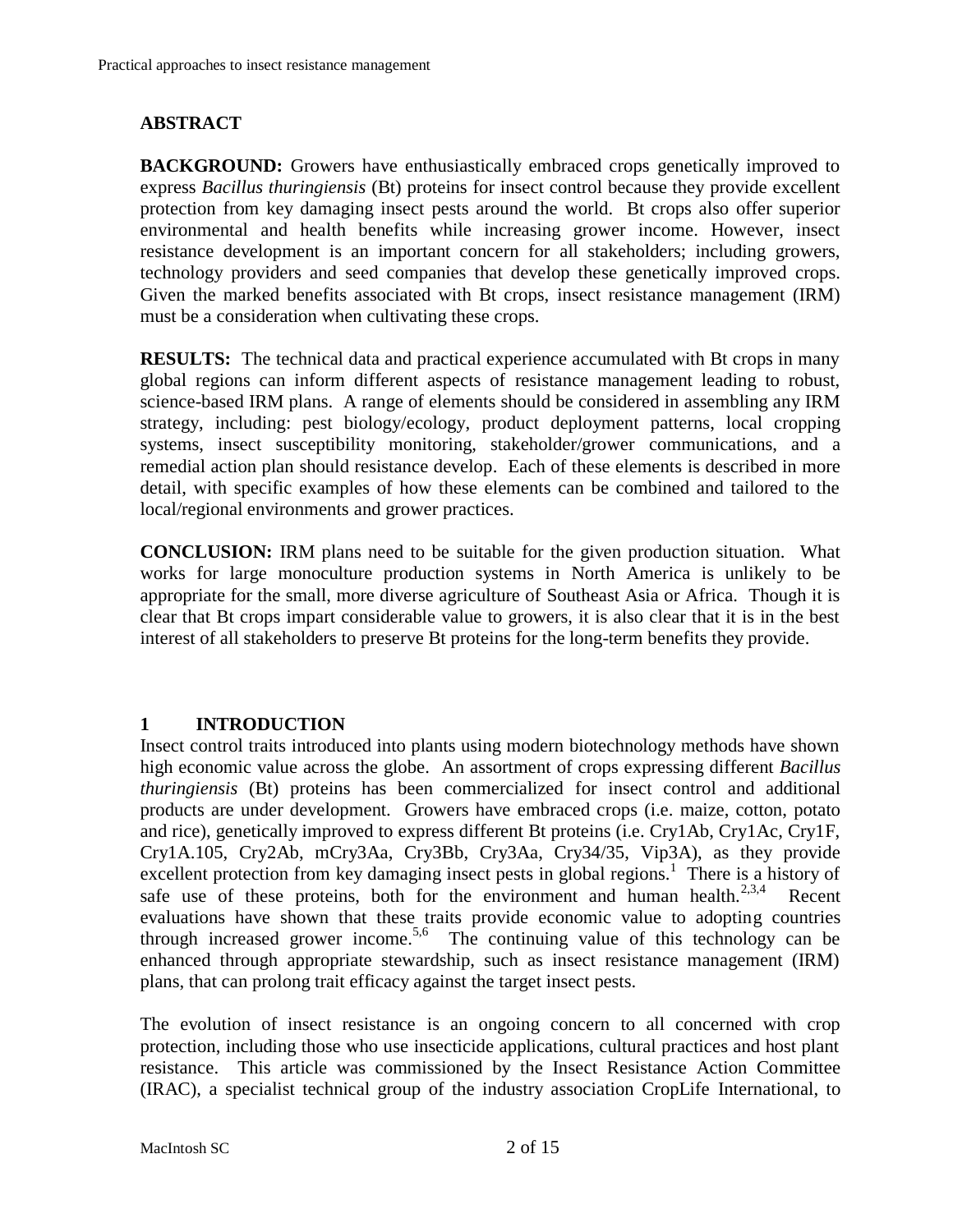## ABSTRACT

**BACKGROUND:** Growers have enthusiastically embraced crops genetically improved to express *Bacillus thuringiensis* (Bt) proteins for insect control because they provide excellent protection from key damaging insect pests around the world. Bt crops also offer superior environmental and health benefits while increasing grower income. However, insect resistance development is an important concern for all stakeholders; including growers, technology providers and seed companies that develop these genetically improved crops. Given the marked benefits associated with Bt crops, insect resistance management (IRM) must be a consideration when cultivating these crops.

**RESULTS:** The technical data and practical experience accumulated with Bt crops in many global regions can inform different aspects of resistance management leading to robust, science-based IRM plans. A range of elements should be considered in assembling any IRM strategy, including: pest biology/ecology, product deployment patterns, local cropping systems, insect susceptibility monitoring, stakeholder/grower communications, and a remedial action plan should resistance develop. Each of these elements is described in more detail, with specific examples of how these elements can be combined and tailored to the local/regional environments and grower practices.

**CONCLUSION:** IRM plans need to be suitable for the given production situation. What works for large monoculture production systems in North America is unlikely to be appropriate for the small, more diverse agriculture of Southeast Asia or Africa. Though it is clear that Bt crops impart considerable value to growers, it is also clear that it is in the best interest of all stakeholders to preserve Bt proteins for the long-term benefits they provide.

## 1 INTRODUCTION

Insect control traits introduced into plants using modern biotechnology methods have shown high economic value across the globe. An assortment of crops expressing different *Bacillus thuringiensis* (Bt) proteins has been commercialized for insect control and additional products are under development. Growers have embraced crops (i.e. maize, cotton, potato and rice), genetically improved to express different Bt proteins (i.e. Cry1Ab, Cry1Ac, Cry1F, Cry1A.105, Cry2Ab, mCry3Aa, Cry3Bb, Cry3Aa, Cry34/35, Vip3A), as they provide excellent protection from key damaging insect pests in global regions.[1] There is a history of safe use of these proteins, both for the environment and human health.[2,3,4] Recent evaluations have shown that these traits provide economic value to adopting countries through increased grower income.[5,6] The continuing value of this technology can be enhanced through appropriate stewardship, such as insect resistance management (IRM) plans, that can prolong trait efficacy against the target insect pests.

The evolution of insect resistance is an ongoing concern to all concerned with crop protection, including those who use insecticide applications, cultural practices and host plant resistance. This article was commissioned by the Insect Resistance Action Committee (IRAC), a specialist technical group of the industry association CropLife International, to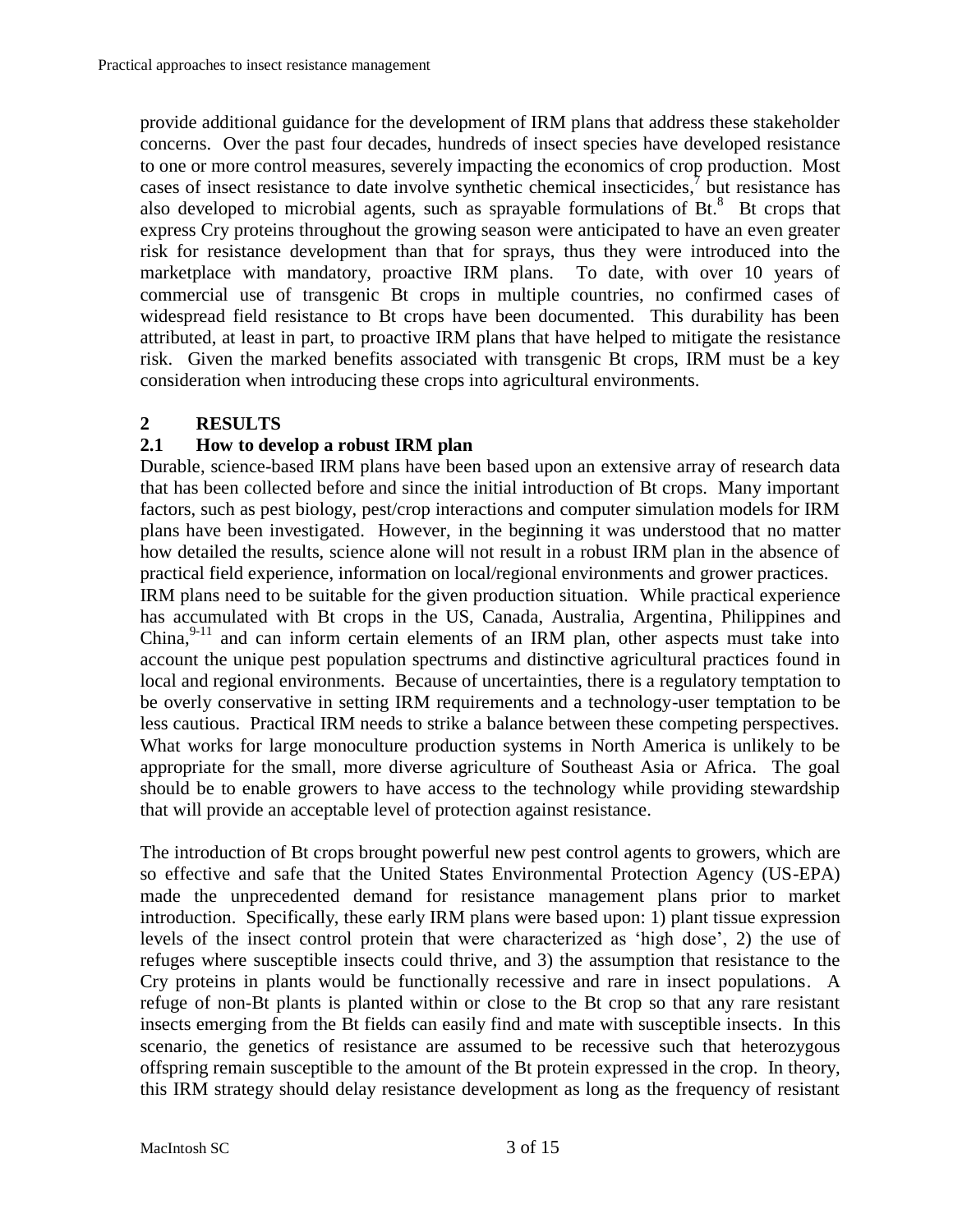provide additional guidance for the development of IRM plans that address these stakeholder concerns. Over the past four decades, hundreds of insect species have developed resistance to one or more control measures, severely impacting the economics of crop production. Most cases of insect resistance to date involve synthetic chemical insecticides,[7] but resistance has also developed to microbial agents, such as sprayable formulations of Bt.[8] Bt crops that express Cry proteins throughout the growing season were anticipated to have an even greater risk for resistance development than that for sprays, thus they were introduced into the marketplace with mandatory, proactive IRM plans. To date, with over 10 years of commercial use of transgenic Bt crops in multiple countries, no confirmed cases of widespread field resistance to Bt crops have been documented. This durability has been attributed, at least in part, to proactive IRM plans that have helped to mitigate the resistance risk. Given the marked benefits associated with transgenic Bt crops, IRM must be a key consideration when introducing these crops into agricultural environments.

## 2 RESULTS

### 2.1 How to develop a robust IRM plan

Durable, science-based IRM plans have been based upon an extensive array of research data that has been collected before and since the initial introduction of Bt crops. Many important factors, such as pest biology, pest/crop interactions and computer simulation models for IRM plans have been investigated. However, in the beginning it was understood that no matter how detailed the results, science alone will not result in a robust IRM plan in the absence of practical field experience, information on local/regional environments and grower practices.

IRM plans need to be suitable for the given production situation. While practical experience has accumulated with Bt crops in the US, Canada, Australia, Argentina, Philippines and China,[9-11] and can inform certain elements of an IRM plan, other aspects must take into account the unique pest population spectrums and distinctive agricultural practices found in local and regional environments. Because of uncertainties, there is a regulatory temptation to be overly conservative in setting IRM requirements and a technology-user temptation to be less cautious. Practical IRM needs to strike a balance between these competing perspectives. What works for large monoculture production systems in North America is unlikely to be appropriate for the small, more diverse agriculture of Southeast Asia or Africa. The goal should be to enable growers to have access to the technology while providing stewardship that will provide an acceptable level of protection against resistance.

The introduction of Bt crops brought powerful new pest control agents to growers, which are so effective and safe that the United States Environmental Protection Agency (US-EPA) made the unprecedented demand for resistance management plans prior to market introduction. Specifically, these early IRM plans were based upon: 1) plant tissue expression levels of the insect control protein that were characterized as 'high dose', 2) the use of refuges where susceptible insects could thrive, and 3) the assumption that resistance to the Cry proteins in plants would be functionally recessive and rare in insect populations. A refuge of non-Bt plants is planted within or close to the Bt crop so that any rare resistant insects emerging from the Bt fields can easily find and mate with susceptible insects. In this scenario, the genetics of resistance are assumed to be recessive such that heterozygous offspring remain susceptible to the amount of the Bt protein expressed in the crop. In theory, this IRM strategy should delay resistance development as long as the frequency of resistant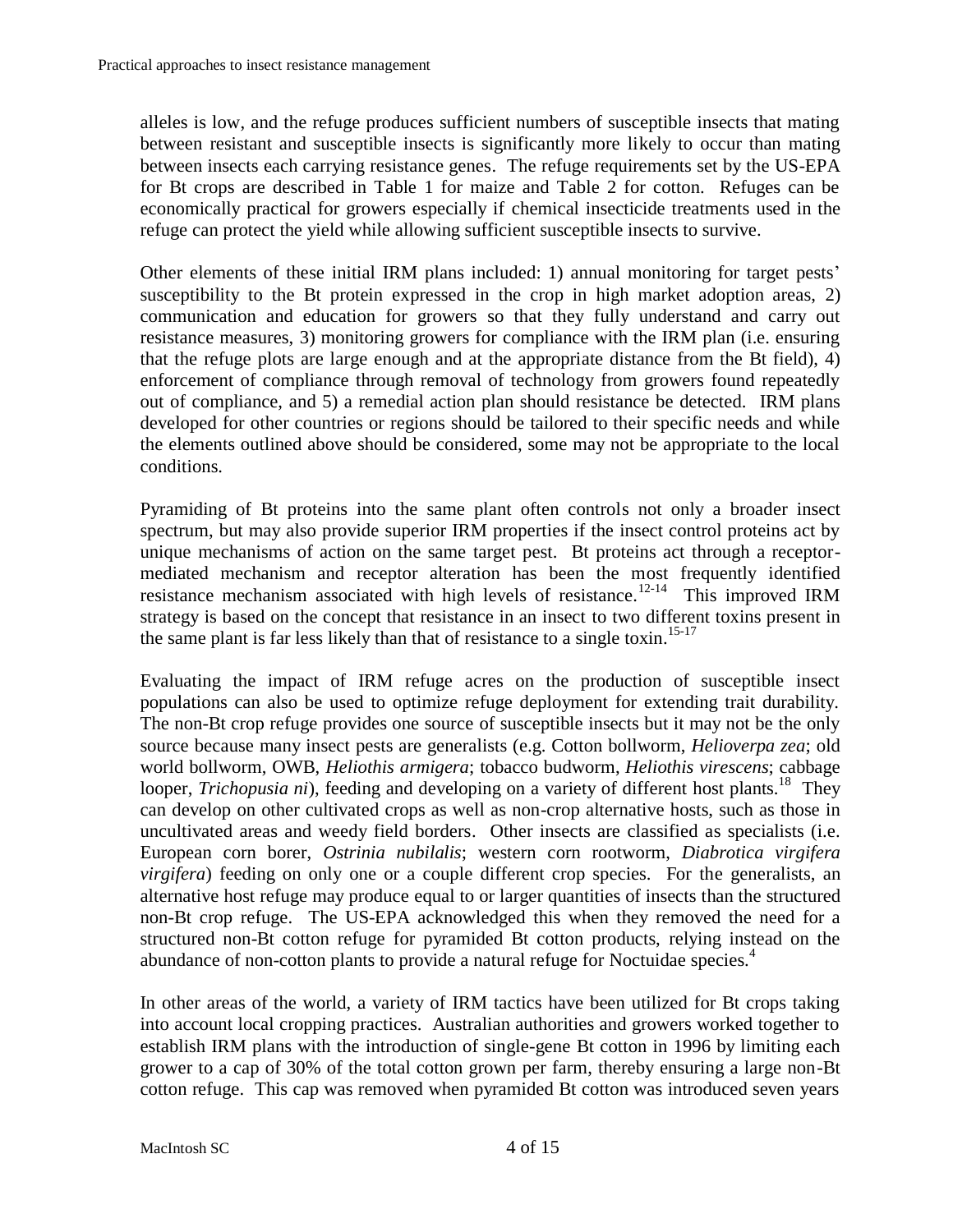alleles is low, and the refuge produces sufficient numbers of susceptible insects that mating between resistant and susceptible insects is significantly more likely to occur than mating between insects each carrying resistance genes. The refuge requirements set by the US-EPA for Bt crops are described in Table 1 for maize and Table 2 for cotton. Refuges can be economically practical for growers especially if chemical insecticide treatments used in the refuge can protect the yield while allowing sufficient susceptible insects to survive.

Other elements of these initial IRM plans included: 1) annual monitoring for target pests' susceptibility to the Bt protein expressed in the crop in high market adoption areas, 2) communication and education for growers so that they fully understand and carry out resistance measures, 3) monitoring growers for compliance with the IRM plan (i.e. ensuring that the refuge plots are large enough and at the appropriate distance from the Bt field), 4) enforcement of compliance through removal of technology from growers found repeatedly out of compliance, and 5) a remedial action plan should resistance be detected. IRM plans developed for other countries or regions should be tailored to their specific needs and while the elements outlined above should be considered, some may not be appropriate to the local conditions.

Pyramiding of Bt proteins into the same plant often controls not only a broader insect spectrum, but may also provide superior IRM properties if the insect control proteins act by unique mechanisms of action on the same target pest. Bt proteins act through a receptor-mediated mechanism and receptor alteration has been the most frequently identified resistance mechanism associated with high levels of resistance.[12-14] This improved IRM strategy is based on the concept that resistance in an insect to two different toxins present in the same plant is far less likely than that of resistance to a single toxin.[15-17]

Evaluating the impact of IRM refuge acres on the production of susceptible insect populations can also be used to optimize refuge deployment for extending trait durability. The non-Bt crop refuge provides one source of susceptible insects but it may not be the only source because many insect pests are generalists (e.g. Cotton bollworm, *Helioverpa zea*; old world bollworm, OWB, *Heliothis armigera*; tobacco budworm, *Heliothis virescens*; cabbage looper, *Trichopusia ni*), feeding and developing on a variety of different host plants.[18] They can develop on other cultivated crops as well as non-crop alternative hosts, such as those in uncultivated areas and weedy field borders. Other insects are classified as specialists (i.e. European corn borer, *Ostrinia nubilalis*; western corn rootworm, *Diabrotica virgifera virgifera*) feeding on only one or a couple different crop species. For the generalists, an alternative host refuge may produce equal to or larger quantities of insects than the structured non-Bt crop refuge. The US-EPA acknowledged this when they removed the need for a structured non-Bt cotton refuge for pyramided Bt cotton products, relying instead on the abundance of non-cotton plants to provide a natural refuge for Noctuidae species.[4]

In other areas of the world, a variety of IRM tactics have been utilized for Bt crops taking into account local cropping practices. Australian authorities and growers worked together to establish IRM plans with the introduction of single-gene Bt cotton in 1996 by limiting each grower to a cap of 30% of the total cotton grown per farm, thereby ensuring a large non-Bt cotton refuge. This cap was removed when pyramided Bt cotton was introduced seven years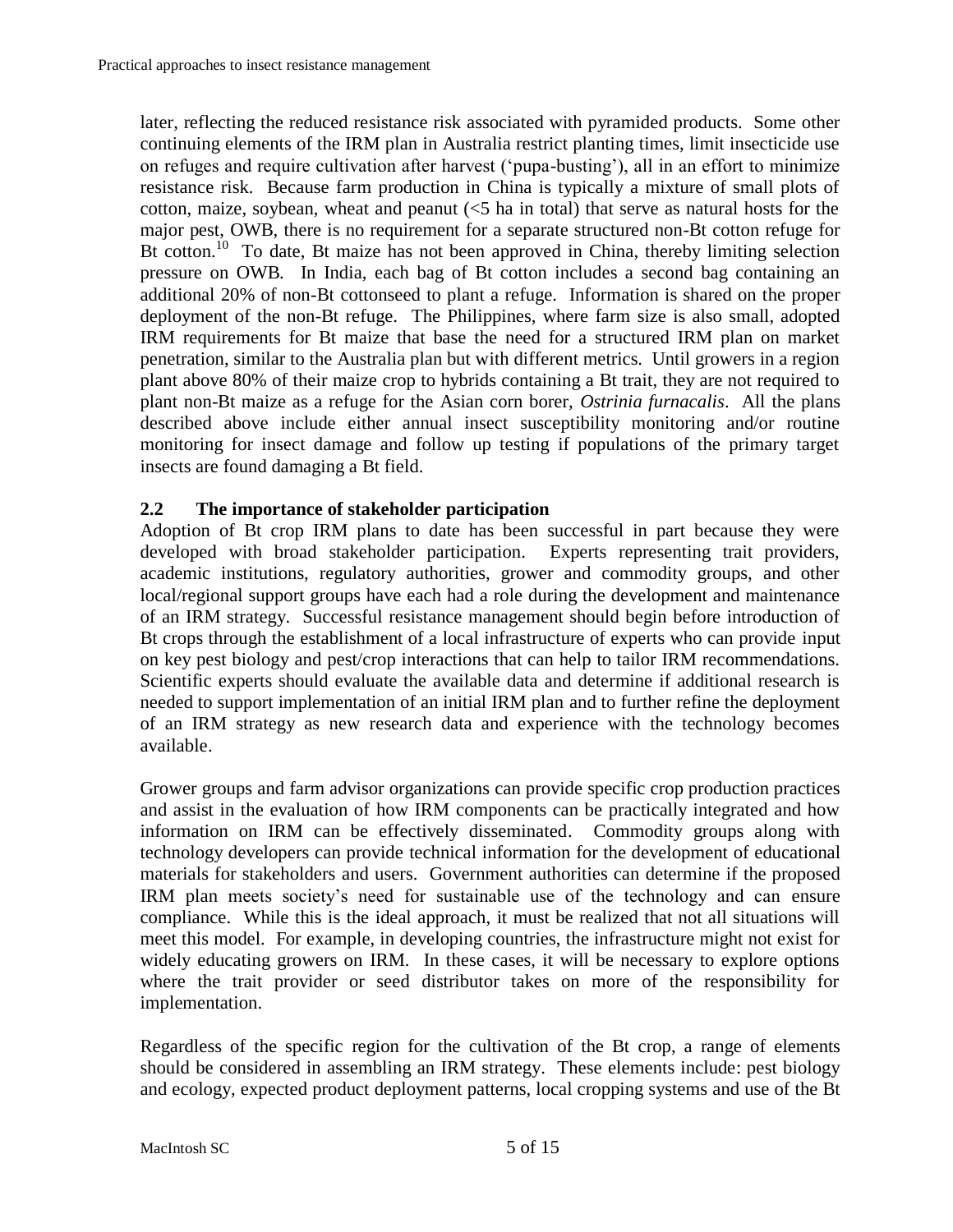later, reflecting the reduced resistance risk associated with pyramided products. Some other continuing elements of the IRM plan in Australia restrict planting times, limit insecticide use on refuges and require cultivation after harvest ('pupa-busting'), all in an effort to minimize resistance risk. Because farm production in China is typically a mixture of small plots of cotton, maize, soybean, wheat and peanut (<5 ha in total) that serve as natural hosts for the major pest, OWB, there is no requirement for a separate structured non-Bt cotton refuge for Bt cotton.[10] To date, Bt maize has not been approved in China, thereby limiting selection pressure on OWB. In India, each bag of Bt cotton includes a second bag containing an additional 20% of non-Bt cottonseed to plant a refuge. Information is shared on the proper deployment of the non-Bt refuge. The Philippines, where farm size is also small, adopted IRM requirements for Bt maize that base the need for a structured IRM plan on market penetration, similar to the Australia plan but with different metrics. Until growers in a region plant above 80% of their maize crop to hybrids containing a Bt trait, they are not required to plant non-Bt maize as a refuge for the Asian corn borer, *Ostrinia furnacalis*. All the plans described above include either annual insect susceptibility monitoring and/or routine monitoring for insect damage and follow up testing if populations of the primary target insects are found damaging a Bt field.

### 2.2 The importance of stakeholder participation

Adoption of Bt crop IRM plans to date has been successful in part because they were developed with broad stakeholder participation. Experts representing trait providers, academic institutions, regulatory authorities, grower and commodity groups, and other local/regional support groups have each had a role during the development and maintenance of an IRM strategy. Successful resistance management should begin before introduction of Bt crops through the establishment of a local infrastructure of experts who can provide input on key pest biology and pest/crop interactions that can help to tailor IRM recommendations. Scientific experts should evaluate the available data and determine if additional research is needed to support implementation of an initial IRM plan and to further refine the deployment of an IRM strategy as new research data and experience with the technology becomes available.

Grower groups and farm advisor organizations can provide specific crop production practices and assist in the evaluation of how IRM components can be practically integrated and how information on IRM can be effectively disseminated. Commodity groups along with technology developers can provide technical information for the development of educational materials for stakeholders and users. Government authorities can determine if the proposed IRM plan meets society's need for sustainable use of the technology and can ensure compliance. While this is the ideal approach, it must be realized that not all situations will meet this model. For example, in developing countries, the infrastructure might not exist for widely educating growers on IRM. In these cases, it will be necessary to explore options where the trait provider or seed distributor takes on more of the responsibility for implementation.

Regardless of the specific region for the cultivation of the Bt crop, a range of elements should be considered in assembling an IRM strategy. These elements include: pest biology and ecology, expected product deployment patterns, local cropping systems and use of the Bt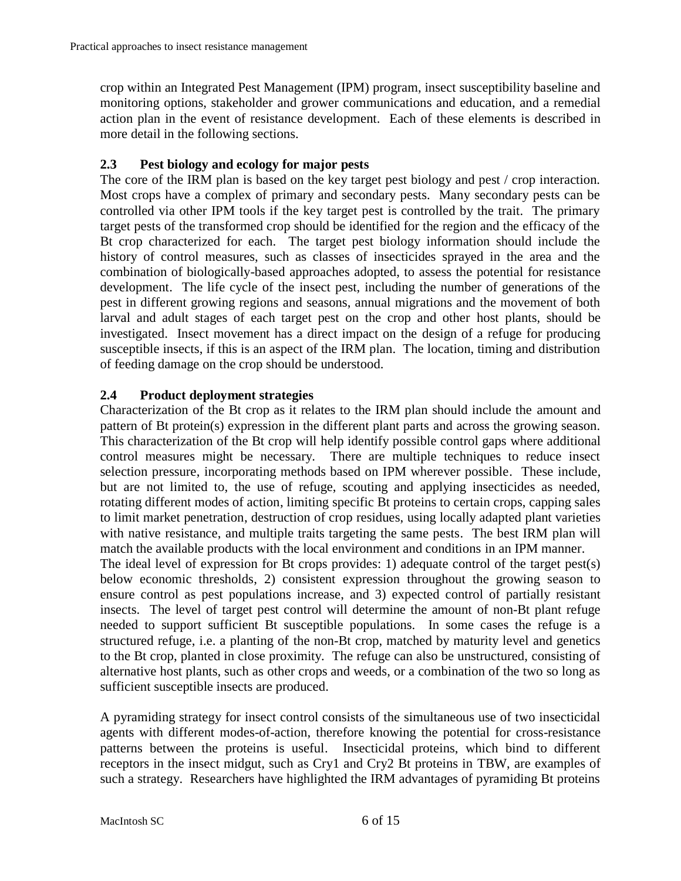crop within an Integrated Pest Management (IPM) program, insect susceptibility baseline and monitoring options, stakeholder and grower communications and education, and a remedial action plan in the event of resistance development. Each of these elements is described in more detail in the following sections.

### 2.3 Pest biology and ecology for major pests

The core of the IRM plan is based on the key target pest biology and pest / crop interaction. Most crops have a complex of primary and secondary pests. Many secondary pests can be controlled via other IPM tools if the key target pest is controlled by the trait. The primary target pests of the transformed crop should be identified for the region and the efficacy of the Bt crop characterized for each. The target pest biology information should include the history of control measures, such as classes of insecticides sprayed in the area and the combination of biologically-based approaches adopted, to assess the potential for resistance development. The life cycle of the insect pest, including the number of generations of the pest in different growing regions and seasons, annual migrations and the movement of both larval and adult stages of each target pest on the crop and other host plants, should be investigated. Insect movement has a direct impact on the design of a refuge for producing susceptible insects, if this is an aspect of the IRM plan. The location, timing and distribution of feeding damage on the crop should be understood.

### 2.4 Product deployment strategies

Characterization of the Bt crop as it relates to the IRM plan should include the amount and pattern of Bt protein(s) expression in the different plant parts and across the growing season. This characterization of the Bt crop will help identify possible control gaps where additional control measures might be necessary. There are multiple techniques to reduce insect selection pressure, incorporating methods based on IPM wherever possible. These include, but are not limited to, the use of refuge, scouting and applying insecticides as needed, rotating different modes of action, limiting specific Bt proteins to certain crops, capping sales to limit market penetration, destruction of crop residues, using locally adapted plant varieties with native resistance, and multiple traits targeting the same pests. The best IRM plan will match the available products with the local environment and conditions in an IPM manner.

The ideal level of expression for Bt crops provides: 1) adequate control of the target pest(s) below economic thresholds, 2) consistent expression throughout the growing season to ensure control as pest populations increase, and 3) expected control of partially resistant insects. The level of target pest control will determine the amount of non-Bt plant refuge needed to support sufficient Bt susceptible populations. In some cases the refuge is a structured refuge, i.e. a planting of the non-Bt crop, matched by maturity level and genetics to the Bt crop, planted in close proximity. The refuge can also be unstructured, consisting of alternative host plants, such as other crops and weeds, or a combination of the two so long as sufficient susceptible insects are produced.

A pyramiding strategy for insect control consists of the simultaneous use of two insecticidal agents with different modes-of-action, therefore knowing the potential for cross-resistance patterns between the proteins is useful. Insecticidal proteins, which bind to different receptors in the insect midgut, such as Cry1 and Cry2 Bt proteins in TBW, are examples of such a strategy. Researchers have highlighted the IRM advantages of pyramiding Bt proteins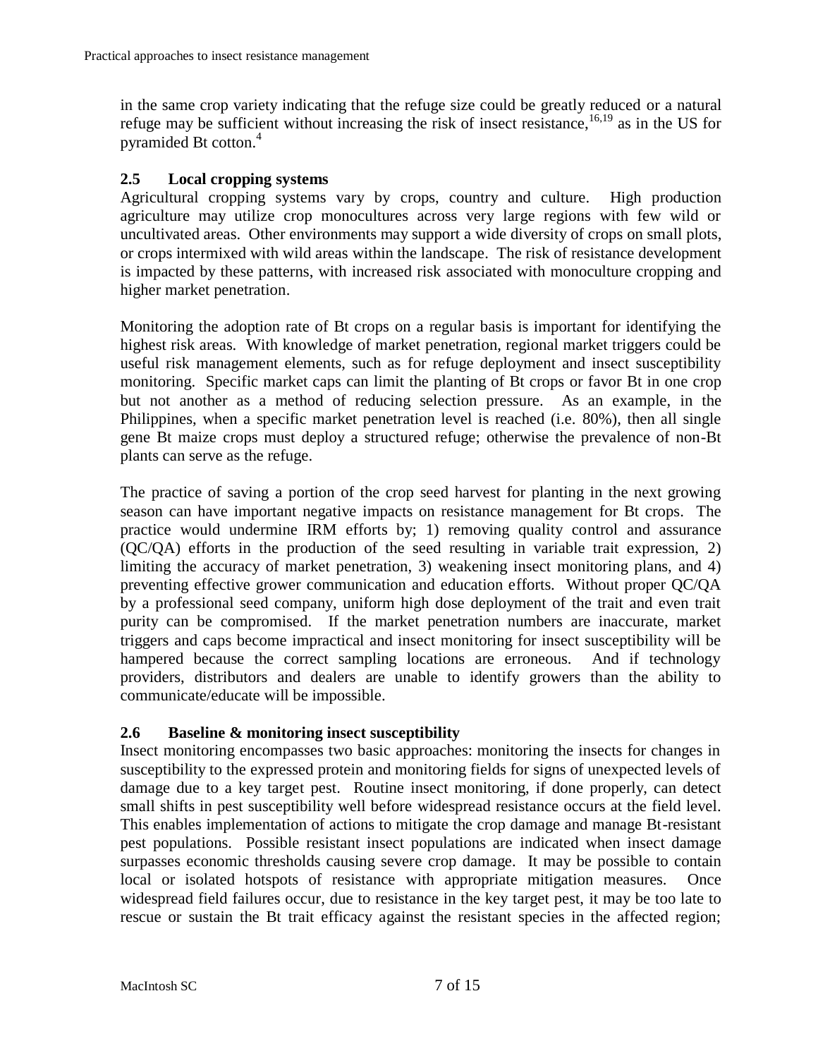in the same crop variety indicating that the refuge size could be greatly reduced or a natural refuge may be sufficient without increasing the risk of insect resistance,[16,19] as in the US for pyramided Bt cotton.[4]

### 2.5 Local cropping systems

Agricultural cropping systems vary by crops, country and culture. High production agriculture may utilize crop monocultures across very large regions with few wild or uncultivated areas. Other environments may support a wide diversity of crops on small plots, or crops intermixed with wild areas within the landscape. The risk of resistance development is impacted by these patterns, with increased risk associated with monoculture cropping and higher market penetration.

Monitoring the adoption rate of Bt crops on a regular basis is important for identifying the highest risk areas. With knowledge of market penetration, regional market triggers could be useful risk management elements, such as for refuge deployment and insect susceptibility monitoring. Specific market caps can limit the planting of Bt crops or favor Bt in one crop but not another as a method of reducing selection pressure. As an example, in the Philippines, when a specific market penetration level is reached (i.e. 80%), then all single gene Bt maize crops must deploy a structured refuge; otherwise the prevalence of non-Bt plants can serve as the refuge.

The practice of saving a portion of the crop seed harvest for planting in the next growing season can have important negative impacts on resistance management for Bt crops. The practice would undermine IRM efforts by; 1) removing quality control and assurance (QC/QA) efforts in the production of the seed resulting in variable trait expression, 2) limiting the accuracy of market penetration, 3) weakening insect monitoring plans, and 4) preventing effective grower communication and education efforts. Without proper QC/QA by a professional seed company, uniform high dose deployment of the trait and even trait purity can be compromised. If the market penetration numbers are inaccurate, market triggers and caps become impractical and insect monitoring for insect susceptibility will be hampered because the correct sampling locations are erroneous. And if technology providers, distributors and dealers are unable to identify growers than the ability to communicate/educate will be impossible.

### 2.6 Baseline & monitoring insect susceptibility

Insect monitoring encompasses two basic approaches: monitoring the insects for changes in susceptibility to the expressed protein and monitoring fields for signs of unexpected levels of damage due to a key target pest. Routine insect monitoring, if done properly, can detect small shifts in pest susceptibility well before widespread resistance occurs at the field level. This enables implementation of actions to mitigate the crop damage and manage Bt-resistant pest populations. Possible resistant insect populations are indicated when insect damage surpasses economic thresholds causing severe crop damage. It may be possible to contain local or isolated hotspots of resistance with appropriate mitigation measures. Once widespread field failures occur, due to resistance in the key target pest, it may be too late to rescue or sustain the Bt trait efficacy against the resistant species in the affected region;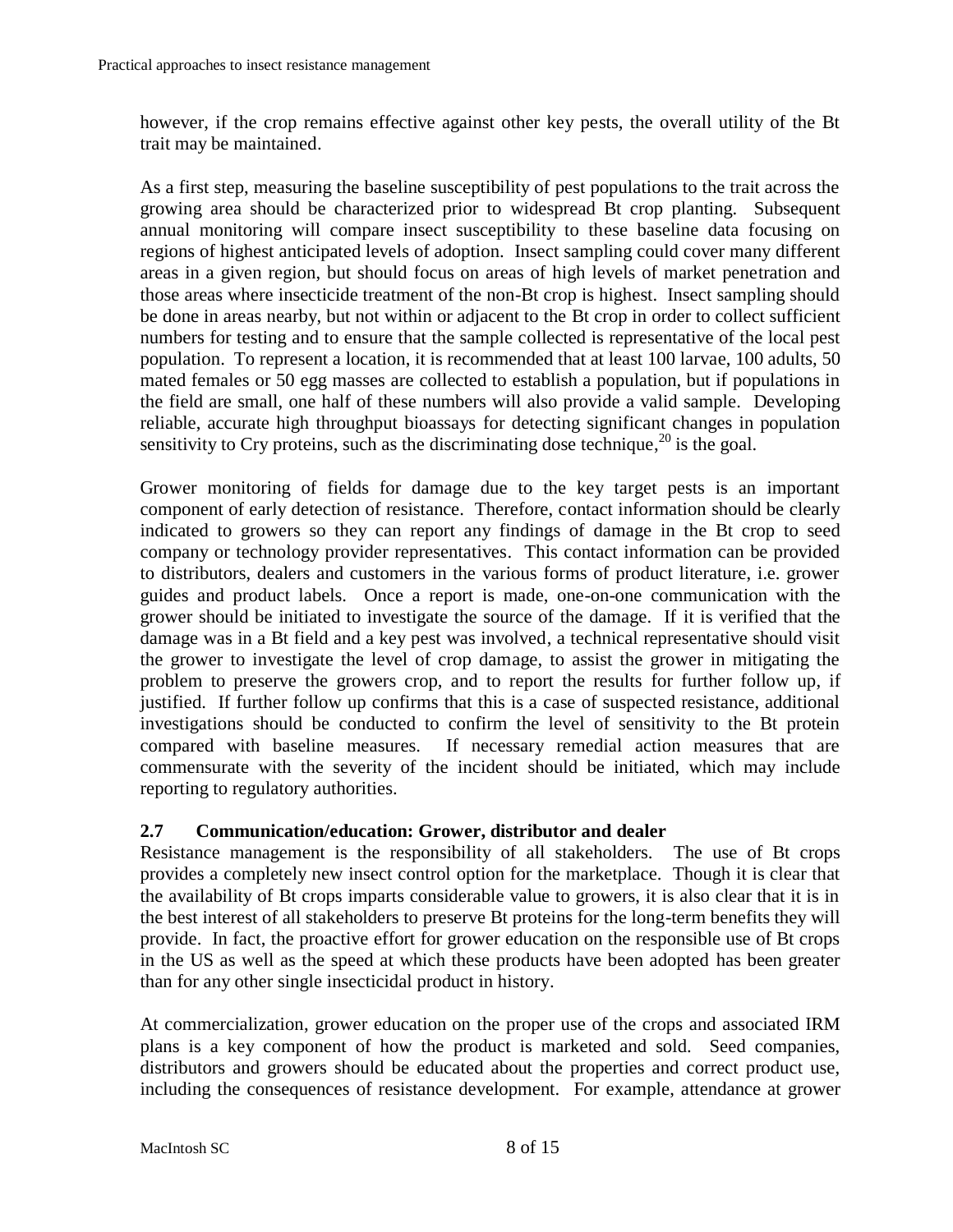however, if the crop remains effective against other key pests, the overall utility of the Bt trait may be maintained.

As a first step, measuring the baseline susceptibility of pest populations to the trait across the growing area should be characterized prior to widespread Bt crop planting. Subsequent annual monitoring will compare insect susceptibility to these baseline data focusing on regions of highest anticipated levels of adoption. Insect sampling could cover many different areas in a given region, but should focus on areas of high levels of market penetration and those areas where insecticide treatment of the non-Bt crop is highest. Insect sampling should be done in areas nearby, but not within or adjacent to the Bt crop in order to collect sufficient numbers for testing and to ensure that the sample collected is representative of the local pest population. To represent a location, it is recommended that at least 100 larvae, 100 adults, 50 mated females or 50 egg masses are collected to establish a population, but if populations in the field are small, one half of these numbers will also provide a valid sample. Developing reliable, accurate high throughput bioassays for detecting significant changes in population sensitivity to Cry proteins, such as the discriminating dose technique,[20] is the goal.

Grower monitoring of fields for damage due to the key target pests is an important component of early detection of resistance. Therefore, contact information should be clearly indicated to growers so they can report any findings of damage in the Bt crop to seed company or technology provider representatives. This contact information can be provided to distributors, dealers and customers in the various forms of product literature, i.e. grower guides and product labels. Once a report is made, one-on-one communication with the grower should be initiated to investigate the source of the damage. If it is verified that the damage was in a Bt field and a key pest was involved, a technical representative should visit the grower to investigate the level of crop damage, to assist the grower in mitigating the problem to preserve the growers crop, and to report the results for further follow up, if justified. If further follow up confirms that this is a case of suspected resistance, additional investigations should be conducted to confirm the level of sensitivity to the Bt protein compared with baseline measures. If necessary remedial action measures that are commensurate with the severity of the incident should be initiated, which may include reporting to regulatory authorities.

### 2.7 Communication/education: Grower, distributor and dealer

Resistance management is the responsibility of all stakeholders. The use of Bt crops provides a completely new insect control option for the marketplace. Though it is clear that the availability of Bt crops imparts considerable value to growers, it is also clear that it is in the best interest of all stakeholders to preserve Bt proteins for the long-term benefits they will provide. In fact, the proactive effort for grower education on the responsible use of Bt crops in the US as well as the speed at which these products have been adopted has been greater than for any other single insecticidal product in history.

At commercialization, grower education on the proper use of the crops and associated IRM plans is a key component of how the product is marketed and sold. Seed companies, distributors and growers should be educated about the properties and correct product use, including the consequences of resistance development. For example, attendance at grower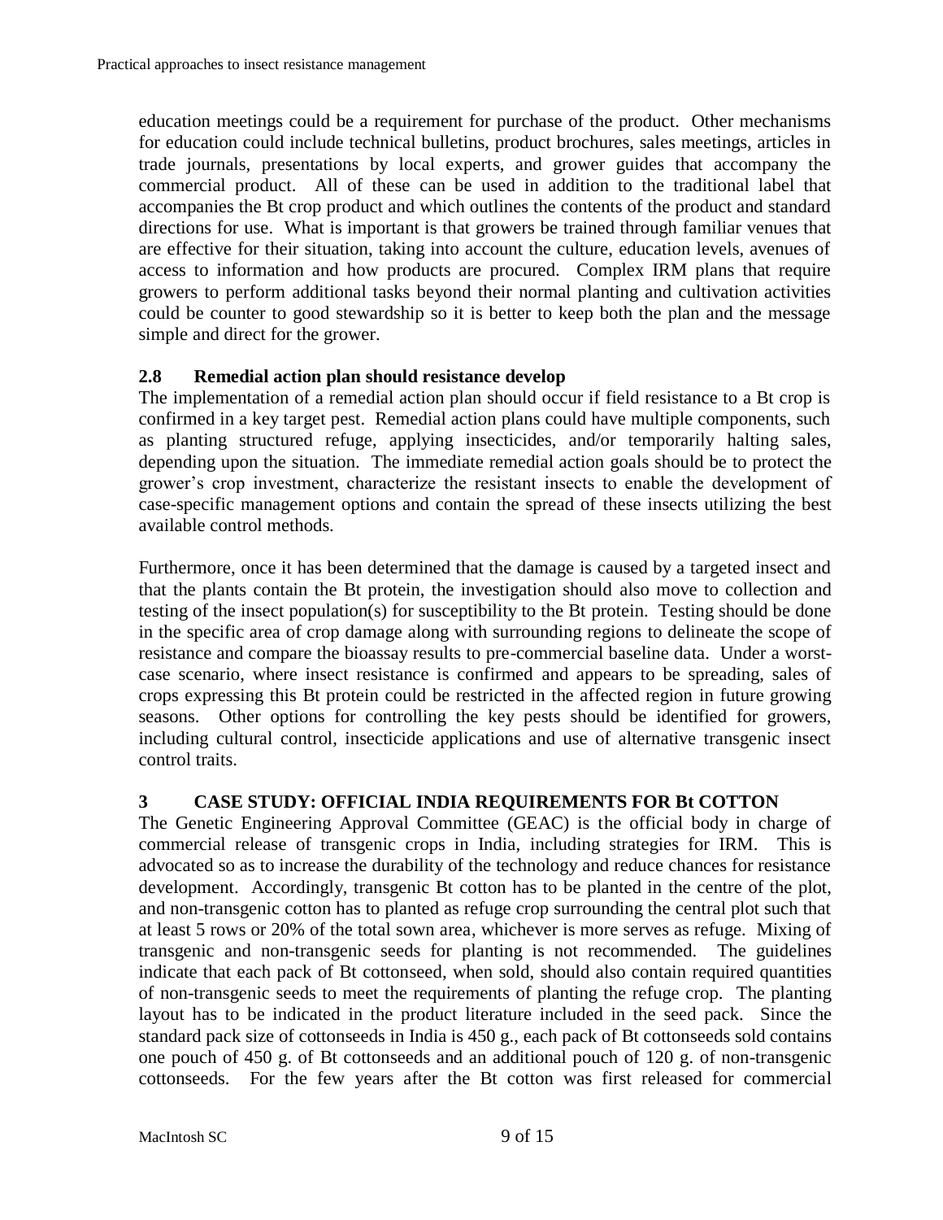education meetings could be a requirement for purchase of the product. Other mechanisms for education could include technical bulletins, product brochures, sales meetings, articles in trade journals, presentations by local experts, and grower guides that accompany the commercial product. All of these can be used in addition to the traditional label that accompanies the Bt crop product and which outlines the contents of the product and standard directions for use. What is important is that growers be trained through familiar venues that are effective for their situation, taking into account the culture, education levels, avenues of access to information and how products are procured. Complex IRM plans that require growers to perform additional tasks beyond their normal planting and cultivation activities could be counter to good stewardship so it is better to keep both the plan and the message simple and direct for the grower.

### 2.8 Remedial action plan should resistance develop

The implementation of a remedial action plan should occur if field resistance to a Bt crop is confirmed in a key target pest. Remedial action plans could have multiple components, such as planting structured refuge, applying insecticides, and/or temporarily halting sales, depending upon the situation. The immediate remedial action goals should be to protect the grower's crop investment, characterize the resistant insects to enable the development of case-specific management options and contain the spread of these insects utilizing the best available control methods.

Furthermore, once it has been determined that the damage is caused by a targeted insect and that the plants contain the Bt protein, the investigation should also move to collection and testing of the insect population(s) for susceptibility to the Bt protein. Testing should be done in the specific area of crop damage along with surrounding regions to delineate the scope of resistance and compare the bioassay results to pre-commercial baseline data. Under a worst-case scenario, where insect resistance is confirmed and appears to be spreading, sales of crops expressing this Bt protein could be restricted in the affected region in future growing seasons. Other options for controlling the key pests should be identified for growers, including cultural control, insecticide applications and use of alternative transgenic insect control traits.

## 3 CASE STUDY: OFFICIAL INDIA REQUIREMENTS FOR Bt COTTON

The Genetic Engineering Approval Committee (GEAC) is the official body in charge of commercial release of transgenic crops in India, including strategies for IRM. This is advocated so as to increase the durability of the technology and reduce chances for resistance development. Accordingly, transgenic Bt cotton has to be planted in the centre of the plot, and non-transgenic cotton has to planted as refuge crop surrounding the central plot such that at least 5 rows or 20% of the total sown area, whichever is more serves as refuge. Mixing of transgenic and non-transgenic seeds for planting is not recommended. The guidelines indicate that each pack of Bt cottonseed, when sold, should also contain required quantities of non-transgenic seeds to meet the requirements of planting the refuge crop. The planting layout has to be indicated in the product literature included in the seed pack. Since the standard pack size of cottonseeds in India is 450 g., each pack of Bt cottonseeds sold contains one pouch of 450 g. of Bt cottonseeds and an additional pouch of 120 g. of non-transgenic cottonseeds. For the few years after the Bt cotton was first released for commercial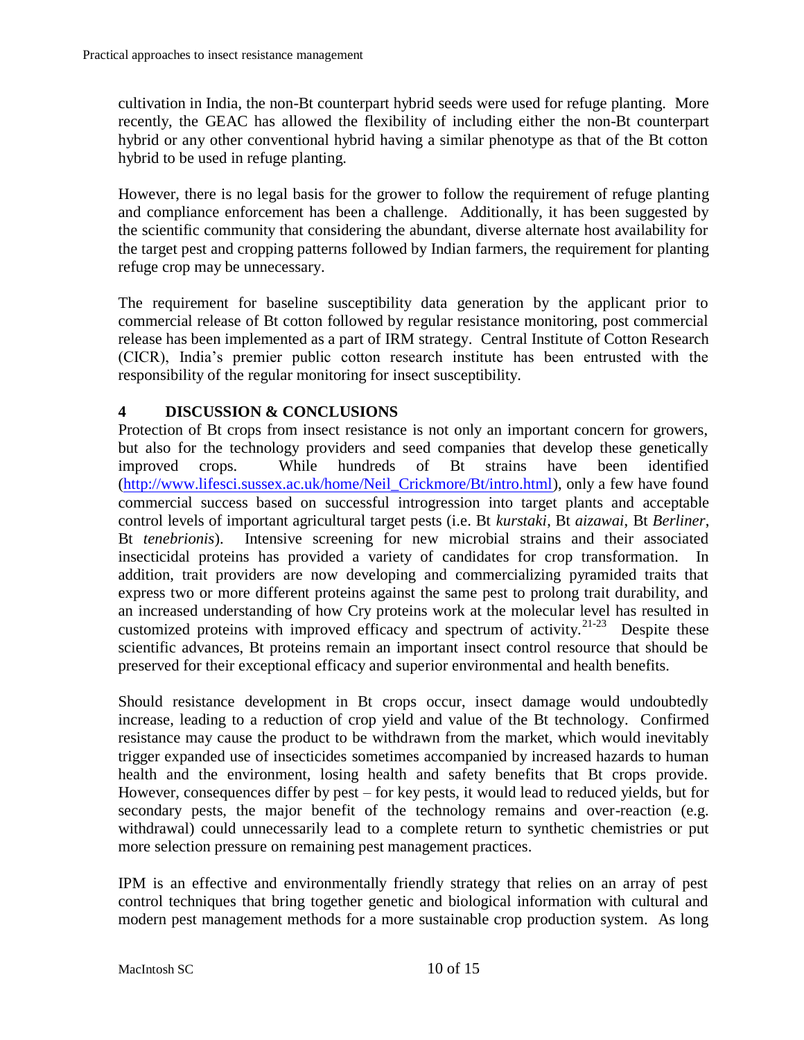cultivation in India, the non-Bt counterpart hybrid seeds were used for refuge planting. More recently, the GEAC has allowed the flexibility of including either the non-Bt counterpart hybrid or any other conventional hybrid having a similar phenotype as that of the Bt cotton hybrid to be used in refuge planting.

However, there is no legal basis for the grower to follow the requirement of refuge planting and compliance enforcement has been a challenge. Additionally, it has been suggested by the scientific community that considering the abundant, diverse alternate host availability for the target pest and cropping patterns followed by Indian farmers, the requirement for planting refuge crop may be unnecessary.

The requirement for baseline susceptibility data generation by the applicant prior to commercial release of Bt cotton followed by regular resistance monitoring, post commercial release has been implemented as a part of IRM strategy. Central Institute of Cotton Research (CICR), India's premier public cotton research institute has been entrusted with the responsibility of the regular monitoring for insect susceptibility.

## 4 DISCUSSION & CONCLUSIONS

Protection of Bt crops from insect resistance is not only an important concern for growers, but also for the technology providers and seed companies that develop these genetically improved crops. While hundreds of Bt strains have been identified (http://www.lifesci.sussex.ac.uk/home/Neil_Crickmore/Bt/intro.html), only a few have found commercial success based on successful introgression into target plants and acceptable control levels of important agricultural target pests (i.e. Bt *kurstaki*, Bt *aizawai*, Bt *Berliner*, Bt *tenebrionis*). Intensive screening for new microbial strains and their associated insecticidal proteins has provided a variety of candidates for crop transformation. In addition, trait providers are now developing and commercializing pyramided traits that express two or more different proteins against the same pest to prolong trait durability, and an increased understanding of how Cry proteins work at the molecular level has resulted in customized proteins with improved efficacy and spectrum of activity.[21-23] Despite these scientific advances, Bt proteins remain an important insect control resource that should be preserved for their exceptional efficacy and superior environmental and health benefits.

Should resistance development in Bt crops occur, insect damage would undoubtedly increase, leading to a reduction of crop yield and value of the Bt technology. Confirmed resistance may cause the product to be withdrawn from the market, which would inevitably trigger expanded use of insecticides sometimes accompanied by increased hazards to human health and the environment, losing health and safety benefits that Bt crops provide. However, consequences differ by pest – for key pests, it would lead to reduced yields, but for secondary pests, the major benefit of the technology remains and over-reaction (e.g. withdrawal) could unnecessarily lead to a complete return to synthetic chemistries or put more selection pressure on remaining pest management practices.

IPM is an effective and environmentally friendly strategy that relies on an array of pest control techniques that bring together genetic and biological information with cultural and modern pest management methods for a more sustainable crop production system. As long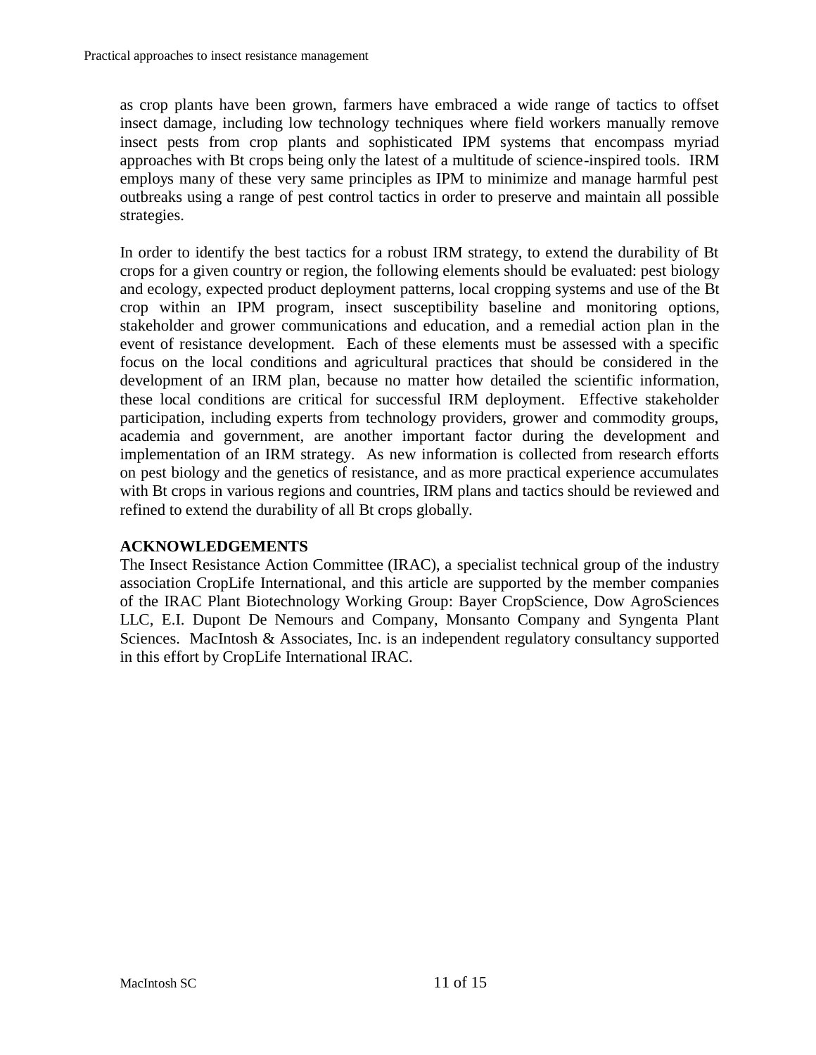as crop plants have been grown, farmers have embraced a wide range of tactics to offset insect damage, including low technology techniques where field workers manually remove insect pests from crop plants and sophisticated IPM systems that encompass myriad approaches with Bt crops being only the latest of a multitude of science-inspired tools. IRM employs many of these very same principles as IPM to minimize and manage harmful pest outbreaks using a range of pest control tactics in order to preserve and maintain all possible strategies.

In order to identify the best tactics for a robust IRM strategy, to extend the durability of Bt crops for a given country or region, the following elements should be evaluated: pest biology and ecology, expected product deployment patterns, local cropping systems and use of the Bt crop within an IPM program, insect susceptibility baseline and monitoring options, stakeholder and grower communications and education, and a remedial action plan in the event of resistance development. Each of these elements must be assessed with a specific focus on the local conditions and agricultural practices that should be considered in the development of an IRM plan, because no matter how detailed the scientific information, these local conditions are critical for successful IRM deployment. Effective stakeholder participation, including experts from technology providers, grower and commodity groups, academia and government, are another important factor during the development and implementation of an IRM strategy. As new information is collected from research efforts on pest biology and the genetics of resistance, and as more practical experience accumulates with Bt crops in various regions and countries, IRM plans and tactics should be reviewed and refined to extend the durability of all Bt crops globally.

## ACKNOWLEDGEMENTS

The Insect Resistance Action Committee (IRAC), a specialist technical group of the industry association CropLife International, and this article are supported by the member companies of the IRAC Plant Biotechnology Working Group: Bayer CropScience, Dow AgroSciences LLC, E.I. Dupont De Nemours and Company, Monsanto Company and Syngenta Plant Sciences. MacIntosh & Associates, Inc. is an independent regulatory consultancy supported in this effort by CropLife International IRAC.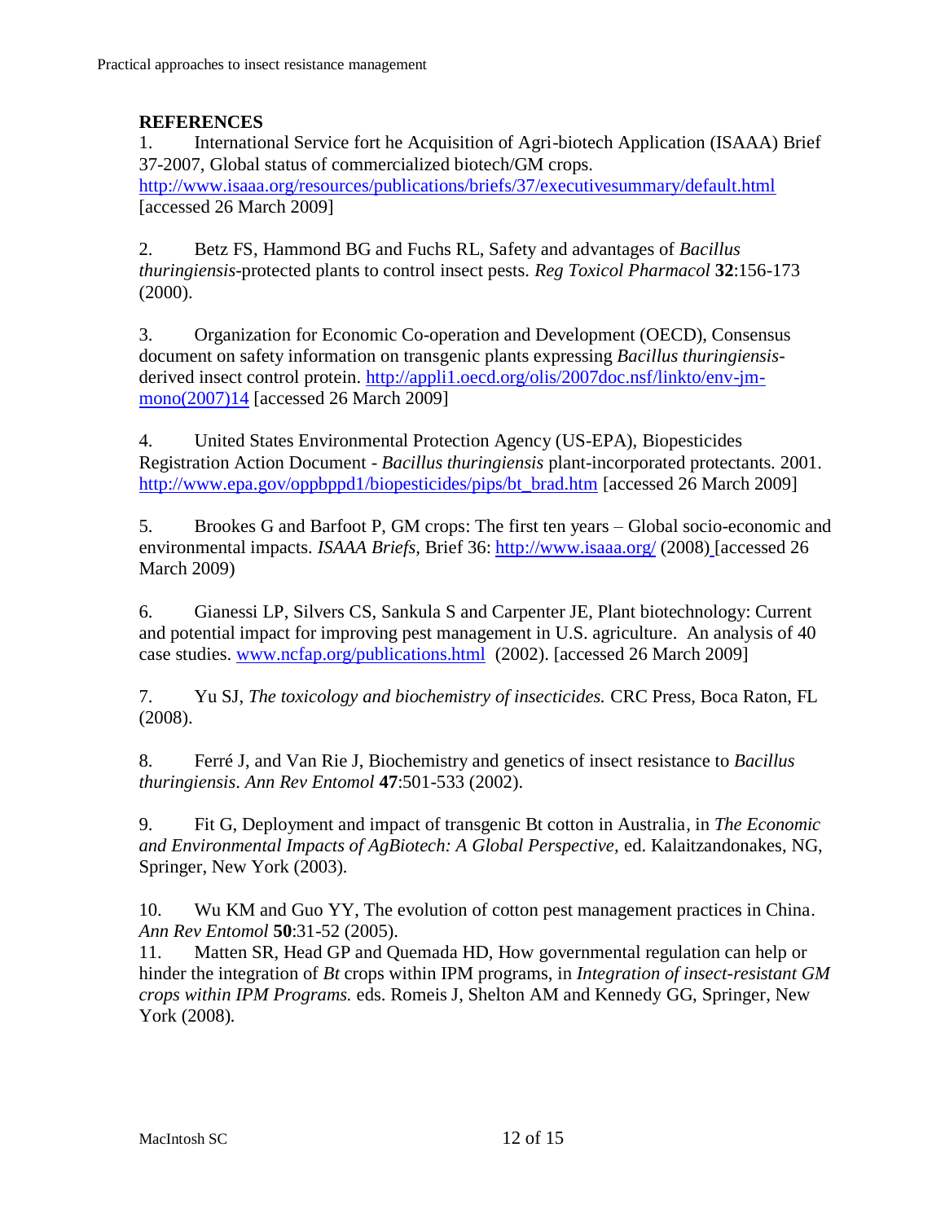**REFERENCES**

1. International Service fort he Acquisition of Agri-biotech Application (ISAAA) Brief 37-2007, Global status of commercialized biotech/GM crops. http://www.isaaa.org/resources/publications/briefs/37/executivesummary/default.html [accessed 26 March 2009]

2. Betz FS, Hammond BG and Fuchs RL, Safety and advantages of *Bacillus thuringiensis*-protected plants to control insect pests. *Reg Toxicol Pharmacol* **32**:156-173 (2000).

3. Organization for Economic Co-operation and Development (OECD), Consensus document on safety information on transgenic plants expressing *Bacillus thuringiensis*-derived insect control protein. http://appli1.oecd.org/olis/2007doc.nsf/linkto/env-jm-mono(2007)14 [accessed 26 March 2009]

4. United States Environmental Protection Agency (US-EPA), Biopesticides Registration Action Document - *Bacillus thuringiensis* plant-incorporated protectants. 2001. http://www.epa.gov/oppbppd1/biopesticides/pips/bt_brad.htm [accessed 26 March 2009]

5. Brookes G and Barfoot P, GM crops: The first ten years – Global socio-economic and environmental impacts. *ISAAA Briefs,* Brief 36: http://www.isaaa.org/ (2008) [accessed 26 March 2009)

6. Gianessi LP, Silvers CS, Sankula S and Carpenter JE, Plant biotechnology: Current and potential impact for improving pest management in U.S. agriculture. An analysis of 40 case studies. www.ncfap.org/publications.html (2002). [accessed 26 March 2009]

7. Yu SJ, *The toxicology and biochemistry of insecticides.* CRC Press, Boca Raton, FL (2008).

8. Ferré J, and Van Rie J, Biochemistry and genetics of insect resistance to *Bacillus thuringiensis*. *Ann Rev Entomol* **47**:501-533 (2002).

9. Fit G, Deployment and impact of transgenic Bt cotton in Australia, in *The Economic and Environmental Impacts of AgBiotech: A Global Perspective,* ed. Kalaitzandonakes, NG, Springer, New York (2003).

10. Wu KM and Guo YY, The evolution of cotton pest management practices in China. *Ann Rev Entomol* **50**:31-52 (2005).

11. Matten SR, Head GP and Quemada HD, How governmental regulation can help or hinder the integration of *Bt* crops within IPM programs, in *Integration of insect-resistant GM crops within IPM Programs.* eds. Romeis J, Shelton AM and Kennedy GG, Springer, New York (2008).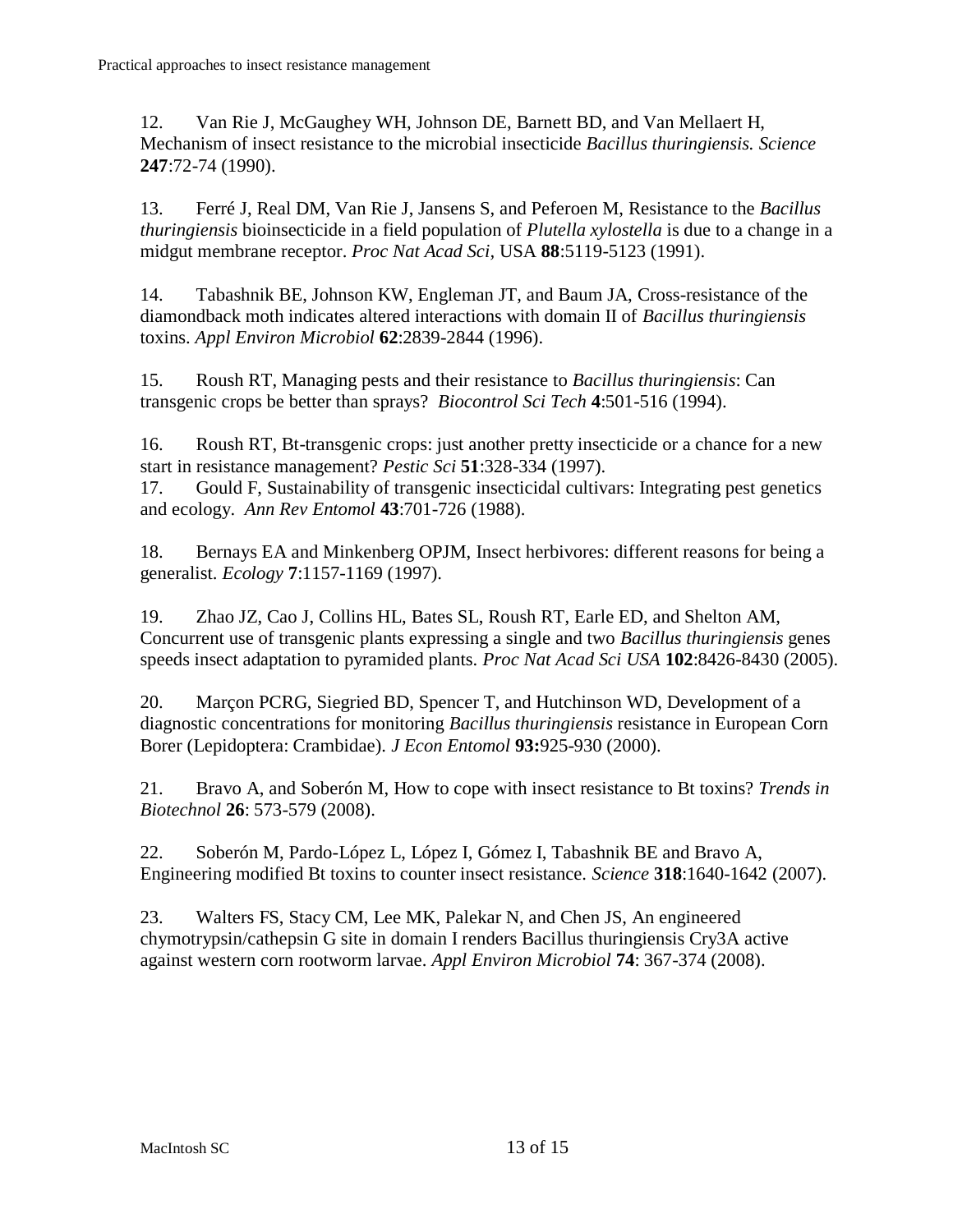12. Van Rie J, McGaughey WH, Johnson DE, Barnett BD, and Van Mellaert H, Mechanism of insect resistance to the microbial insecticide *Bacillus thuringiensis. Science* **247**:72-74 (1990).

13. Ferré J, Real DM, Van Rie J, Jansens S, and Peferoen M, Resistance to the *Bacillus thuringiensis* bioinsecticide in a field population of *Plutella xylostella* is due to a change in a midgut membrane receptor. *Proc Nat Acad Sci*, USA **88**:5119-5123 (1991).

14. Tabashnik BE, Johnson KW, Engleman JT, and Baum JA, Cross-resistance of the diamondback moth indicates altered interactions with domain II of *Bacillus thuringiensis* toxins. *Appl Environ Microbiol* **62**:2839-2844 (1996).

15. Roush RT, Managing pests and their resistance to *Bacillus thuringiensis*: Can transgenic crops be better than sprays? *Biocontrol Sci Tech* **4**:501-516 (1994).

16. Roush RT, Bt-transgenic crops: just another pretty insecticide or a chance for a new start in resistance management? *Pestic Sci* **51**:328-334 (1997).

17. Gould F, Sustainability of transgenic insecticidal cultivars: Integrating pest genetics and ecology. *Ann Rev Entomol* **43**:701-726 (1988).

18. Bernays EA and Minkenberg OPJM, Insect herbivores: different reasons for being a generalist. *Ecology* **7**:1157-1169 (1997).

19. Zhao JZ, Cao J, Collins HL, Bates SL, Roush RT, Earle ED, and Shelton AM, Concurrent use of transgenic plants expressing a single and two *Bacillus thuringiensis* genes speeds insect adaptation to pyramided plants. *Proc Nat Acad Sci USA* **102**:8426-8430 (2005).

20. Marçon PCRG, Siegried BD, Spencer T, and Hutchinson WD, Development of a diagnostic concentrations for monitoring *Bacillus thuringiensis* resistance in European Corn Borer (Lepidoptera: Crambidae). *J Econ Entomol* **93:**925-930 (2000).

21. Bravo A, and Soberón M, How to cope with insect resistance to Bt toxins? *Trends in Biotechnol* **26**: 573-579 (2008).

22. Soberón M, Pardo-López L, López I, Gómez I, Tabashnik BE and Bravo A, Engineering modified Bt toxins to counter insect resistance. *Science* **318**:1640-1642 (2007).

23. Walters FS, Stacy CM, Lee MK, Palekar N, and Chen JS, An engineered chymotrypsin/cathepsin G site in domain I renders Bacillus thuringiensis Cry3A active against western corn rootworm larvae. *Appl Environ Microbiol* **74**: 367-374 (2008).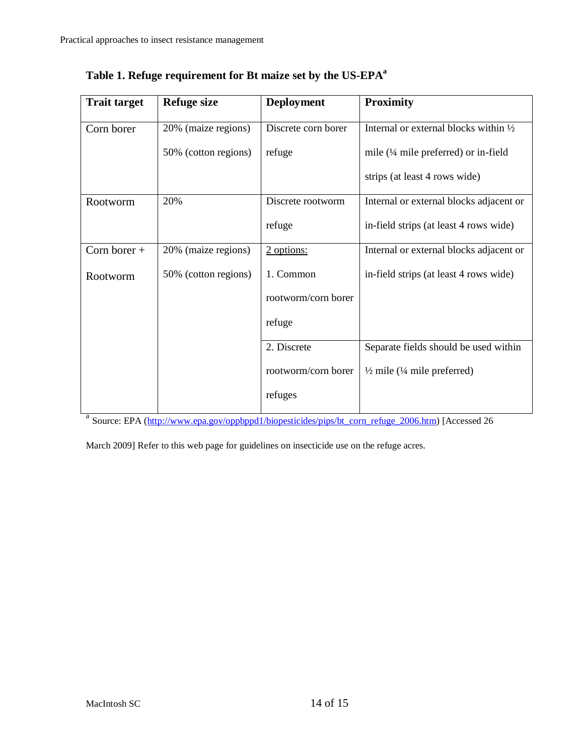**Table 1. Refuge requirement for Bt maize set by the US-EPA[a]**

| Trait target | Refuge size | Deployment | Proximity |
|---|---|---|---|
| Corn borer | 20% (maize regions)<br>50% (cotton regions) | Discrete corn borer refuge | Internal or external blocks within ½ mile (¼ mile preferred) or in-field strips (at least 4 rows wide) |
| Rootworm | 20% | Discrete rootworm refuge | Internal or external blocks adjacent or in-field strips (at least 4 rows wide) |
| Corn borer + Rootworm | 20% (maize regions)<br>50% (cotton regions) | 2 options:<br>1. Common rootworm/corn borer refuge | Internal or external blocks adjacent or in-field strips (at least 4 rows wide) |
| | | 2. Discrete rootworm/corn borer refuges | Separate fields should be used within ½ mile (¼ mile preferred) |

[a] Source: EPA (http://www.epa.gov/oppbppd1/biopesticides/pips/bt_corn_refuge_2006.htm) [Accessed 26 March 2009] Refer to this web page for guidelines on insecticide use on the refuge acres.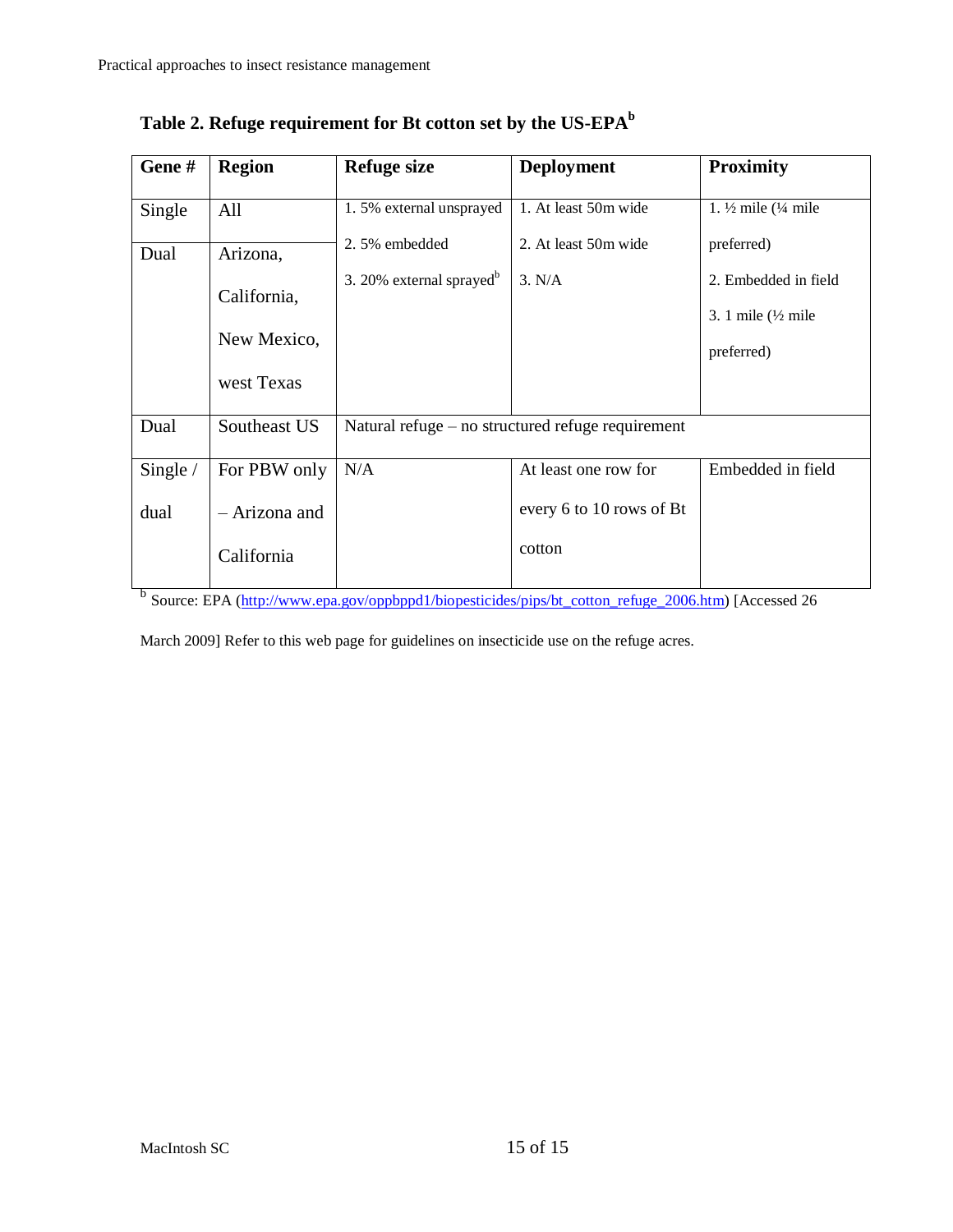**Table 2. Refuge requirement for Bt cotton set by the US-EPA[b]**

| Gene # | Region | Refuge size | Deployment | Proximity |
|---|---|---|---|---|
| Single | All | 1. 5% external unsprayed<br>2. 5% embedded<br>3. 20% external sprayed[b] | 1. At least 50m wide<br>2. At least 50m wide<br>3. N/A | 1. ½ mile (¼ mile preferred)<br>2. Embedded in field<br>3. 1 mile (½ mile preferred) |
| Dual | Arizona, California, New Mexico, west Texas | | | |
| Dual | Southeast US | Natural refuge – no structured refuge requirement | | |
| Single / dual | For PBW only – Arizona and California | N/A | At least one row for every 6 to 10 rows of Bt cotton | Embedded in field |

[b] Source: EPA (http://www.epa.gov/oppbppd1/biopesticides/pips/bt_cotton_refuge_2006.htm) [Accessed 26 March 2009] Refer to this web page for guidelines on insecticide use on the refuge acres.